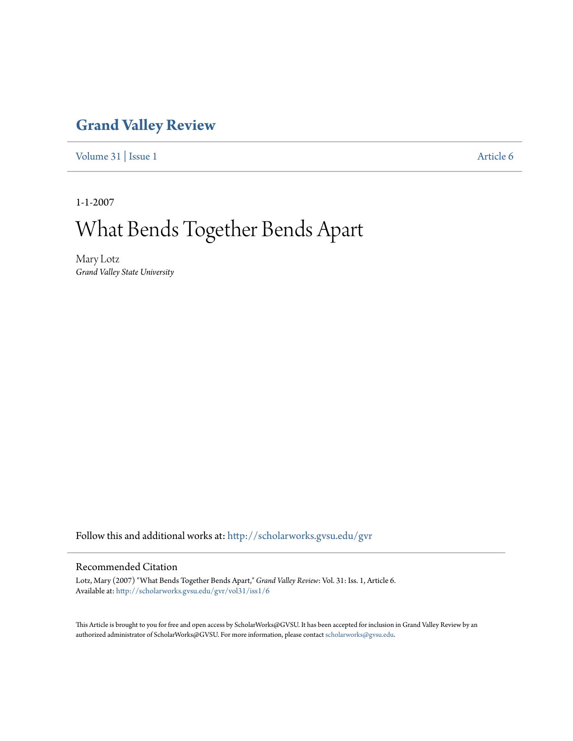# Grand Valley Review

Volume 31 | Issue 1 Article 6

1-1-2007

# What Bends Together Bends Apart

Mary Lotz
*Grand Valley State University*

Follow this and additional works at: http://scholarworks.gvsu.edu/gvr

## Recommended Citation

Lotz, Mary (2007) "What Bends Together Bends Apart," *Grand Valley Review*: Vol. 31: Iss. 1, Article 6.
Available at: http://scholarworks.gvsu.edu/gvr/vol31/iss1/6

This Article is brought to you for free and open access by ScholarWorks@GVSU. It has been accepted for inclusion in Grand Valley Review by an authorized administrator of ScholarWorks@GVSU. For more information, please contact scholarworks@gvsu.edu.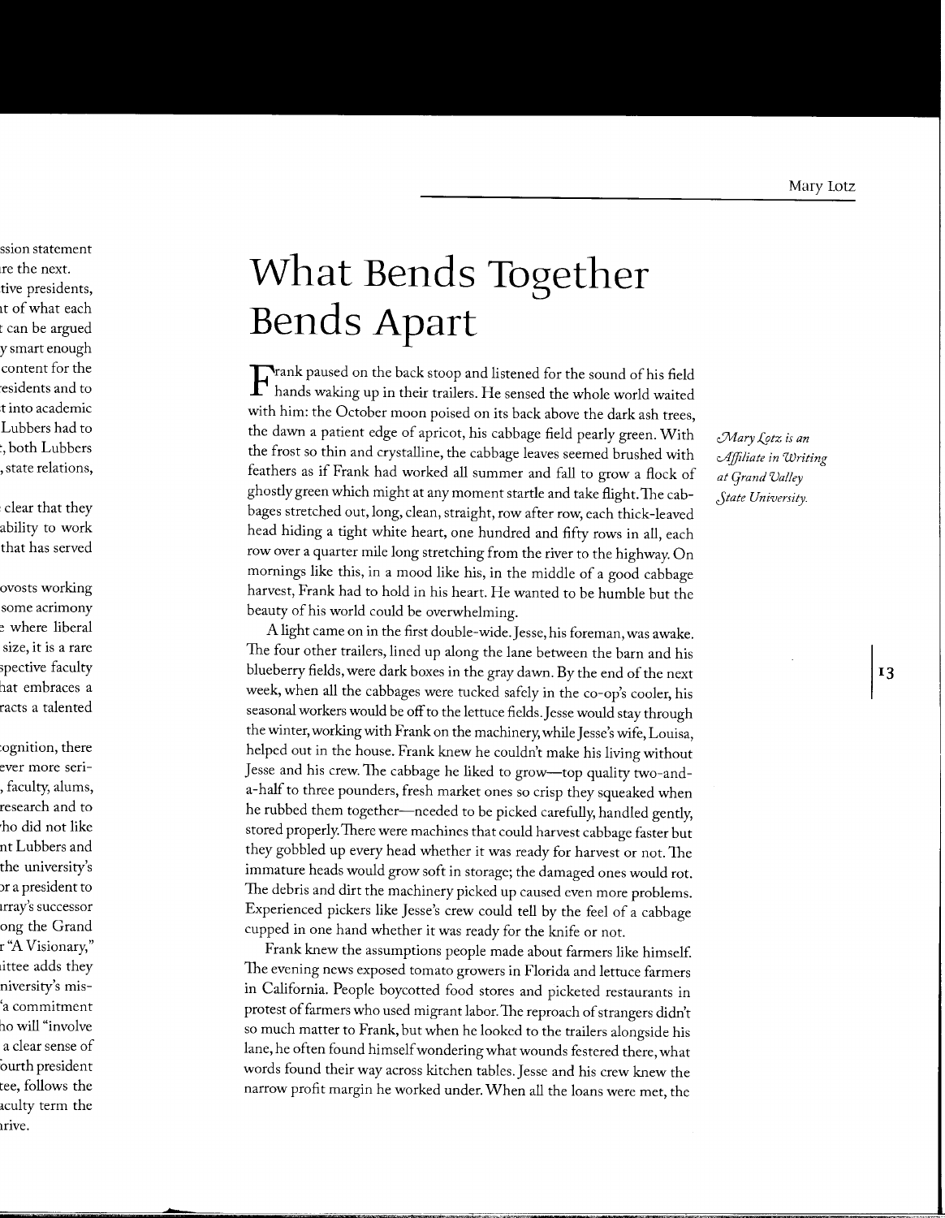# What Bends Together Bends Apart

*Mary Lotz is an Affiliate in Writing at Grand Valley State University.*

Frank paused on the back stoop and listened for the sound of his field hands waking up in their trailers. He sensed the whole world waited with him: the October moon poised on its back above the dark ash trees, the dawn a patient edge of apricot, his cabbage field pearly green. With the frost so thin and crystalline, the cabbage leaves seemed brushed with feathers as if Frank had worked all summer and fall to grow a flock of ghostly green which might at any moment startle and take flight. The cabbages stretched out, long, clean, straight, row after row, each thick-leaved head hiding a tight white heart, one hundred and fifty rows in all, each row over a quarter mile long stretching from the river to the highway. On mornings like this, in a mood like his, in the middle of a good cabbage harvest, Frank had to hold in his heart. He wanted to be humble but the beauty of his world could be overwhelming.

A light came on in the first double-wide. Jesse, his foreman, was awake. The four other trailers, lined up along the lane between the barn and his blueberry fields, were dark boxes in the gray dawn. By the end of the next week, when all the cabbages were tucked safely in the co-op's cooler, his seasonal workers would be off to the lettuce fields. Jesse would stay through the winter, working with Frank on the machinery, while Jesse's wife, Louisa, helped out in the house. Frank knew he couldn't make his living without Jesse and his crew. The cabbage he liked to grow—top quality two-and-a-half to three pounders, fresh market ones so crisp they squeaked when he rubbed them together—needed to be picked carefully, handled gently, stored properly. There were machines that could harvest cabbage faster but they gobbled up every head whether it was ready for harvest or not. The immature heads would grow soft in storage; the damaged ones would rot. The debris and dirt the machinery picked up caused even more problems. Experienced pickers like Jesse's crew could tell by the feel of a cabbage cupped in one hand whether it was ready for the knife or not.

Frank knew the assumptions people made about farmers like himself. The evening news exposed tomato growers in Florida and lettuce farmers in California. People boycotted food stores and picketed restaurants in protest of farmers who used migrant labor. The reproach of strangers didn't so much matter to Frank, but when he looked to the trailers alongside his lane, he often found himself wondering what wounds festered there, what words found their way across kitchen tables. Jesse and his crew knew the narrow profit margin he worked under. When all the loans were met, the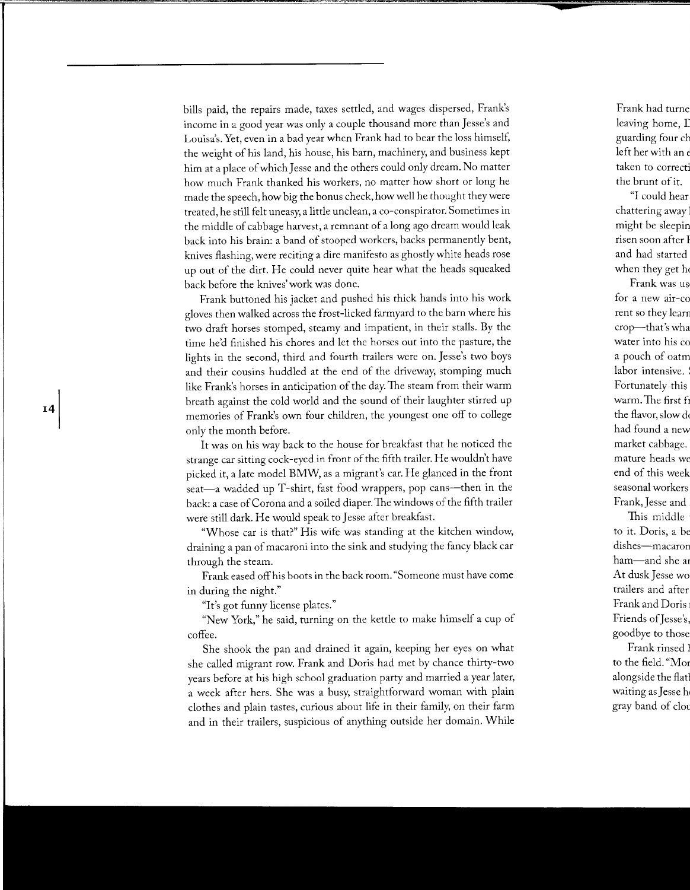bills paid, the repairs made, taxes settled, and wages dispersed, Frank's income in a good year was only a couple thousand more than Jesse's and Louisa's. Yet, even in a bad year when Frank had to bear the loss himself, the weight of his land, his house, his barn, machinery, and business kept him at a place of which Jesse and the others could only dream. No matter how much Frank thanked his workers, no matter how short or long he made the speech, how big the bonus check, how well he thought they were treated, he still felt uneasy, a little unclean, a co-conspirator. Sometimes in the middle of cabbage harvest, a remnant of a long ago dream would leak back into his brain: a band of stooped workers, backs permanently bent, knives flashing, were reciting a dire manifesto as ghostly white heads rose up out of the dirt. He could never quite hear what the heads squeaked back before the knives' work was done.

Frank buttoned his jacket and pushed his thick hands into his work gloves then walked across the frost-licked farmyard to the barn where his two draft horses stomped, steamy and impatient, in their stalls. By the time he'd finished his chores and let the horses out into the pasture, the lights in the second, third and fourth trailers were on. Jesse's two boys and their cousins huddled at the end of the driveway, stomping much like Frank's horses in anticipation of the day. The steam from their warm breath against the cold world and the sound of their laughter stirred up memories of Frank's own four children, the youngest one off to college only the month before.

It was on his way back to the house for breakfast that he noticed the strange car sitting cock-eyed in front of the fifth trailer. He wouldn't have picked it, a late model BMW, as a migrant's car. He glanced in the front seat—a wadded up T-shirt, fast food wrappers, pop cans—then in the back: a case of Corona and a soiled diaper. The windows of the fifth trailer were still dark. He would speak to Jesse after breakfast.

"Whose car is that?" His wife was standing at the kitchen window, draining a pan of macaroni into the sink and studying the fancy black car through the steam.

Frank eased off his boots in the back room. "Someone must have come in during the night."

"It's got funny license plates."

"New York," he said, turning on the kettle to make himself a cup of coffee.

She shook the pan and drained it again, keeping her eyes on what she called migrant row. Frank and Doris had met by chance thirty-two years before at his high school graduation party and married a year later, a week after hers. She was a busy, straightforward woman with plain clothes and plain tastes, curious about life in their family, on their farm and in their trailers, suspicious of anything outside her domain. While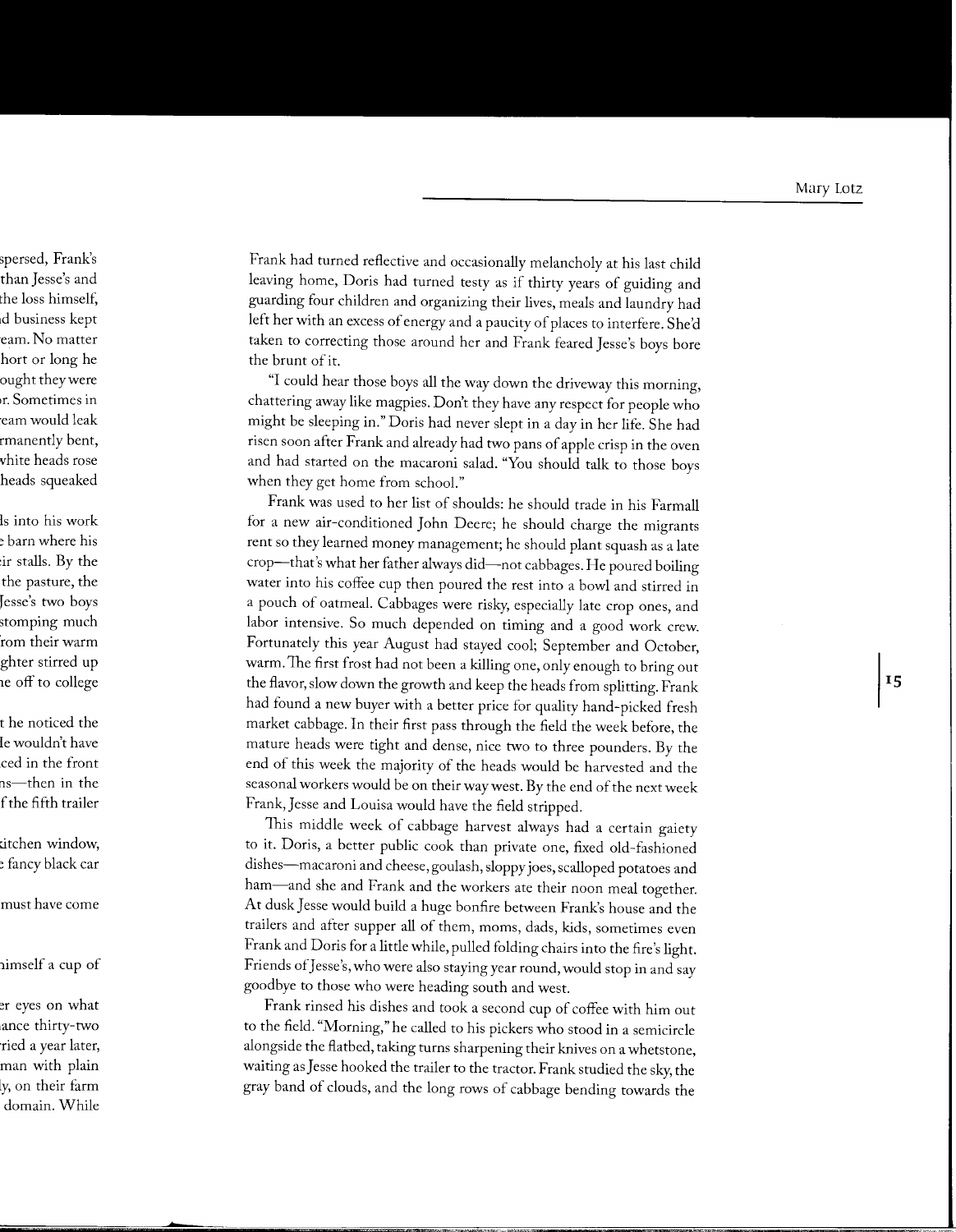Frank had turned reflective and occasionally melancholy at his last child leaving home, Doris had turned testy as if thirty years of guiding and guarding four children and organizing their lives, meals and laundry had left her with an excess of energy and a paucity of places to interfere. She'd taken to correcting those around her and Frank feared Jesse's boys bore the brunt of it.

"I could hear those boys all the way down the driveway this morning, chattering away like magpies. Don't they have any respect for people who might be sleeping in." Doris had never slept in a day in her life. She had risen soon after Frank and already had two pans of apple crisp in the oven and had started on the macaroni salad. "You should talk to those boys when they get home from school."

Frank was used to her list of shoulds: he should trade in his Farmall for a new air-conditioned John Deere; he should charge the migrants rent so they learned money management; he should plant squash as a late crop—that's what her father always did—not cabbages. He poured boiling water into his coffee cup then poured the rest into a bowl and stirred in a pouch of oatmeal. Cabbages were risky, especially late crop ones, and labor intensive. So much depended on timing and a good work crew. Fortunately this year August had stayed cool; September and October, warm. The first frost had not been a killing one, only enough to bring out the flavor, slow down the growth and keep the heads from splitting. Frank had found a new buyer with a better price for quality hand-picked fresh market cabbage. In their first pass through the field the week before, the mature heads were tight and dense, nice two to three pounders. By the end of this week the majority of the heads would be harvested and the seasonal workers would be on their way west. By the end of the next week Frank, Jesse and Louisa would have the field stripped.

This middle week of cabbage harvest always had a certain gaiety to it. Doris, a better public cook than private one, fixed old-fashioned dishes—macaroni and cheese, goulash, sloppy joes, scalloped potatoes and ham—and she and Frank and the workers ate their noon meal together. At dusk Jesse would build a huge bonfire between Frank's house and the trailers and after supper all of them, moms, dads, kids, sometimes even Frank and Doris for a little while, pulled folding chairs into the fire's light. Friends of Jesse's, who were also staying year round, would stop in and say goodbye to those who were heading south and west.

Frank rinsed his dishes and took a second cup of coffee with him out to the field. "Morning," he called to his pickers who stood in a semicircle alongside the flatbed, taking turns sharpening their knives on a whetstone, waiting as Jesse hooked the trailer to the tractor. Frank studied the sky, the gray band of clouds, and the long rows of cabbage bending towards the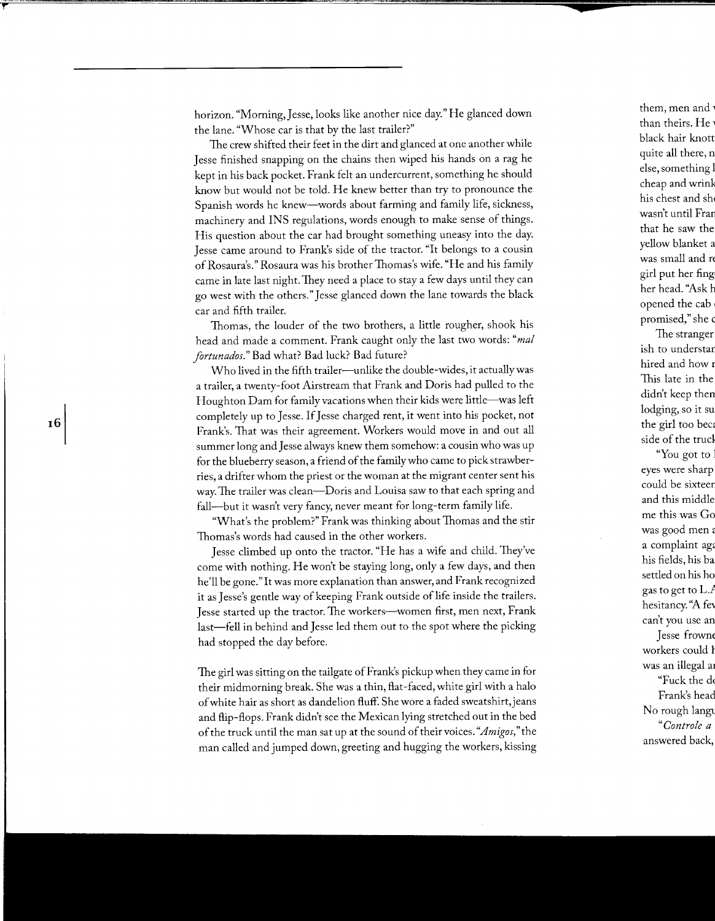horizon. "Morning, Jesse, looks like another nice day." He glanced down the lane. "Whose car is that by the last trailer?"

The crew shifted their feet in the dirt and glanced at one another while Jesse finished snapping on the chains then wiped his hands on a rag he kept in his back pocket. Frank felt an undercurrent, something he should know but would not be told. He knew better than try to pronounce the Spanish words he knew—words about farming and family life, sickness, machinery and INS regulations, words enough to make sense of things. His question about the car had brought something uneasy into the day. Jesse came around to Frank's side of the tractor. "It belongs to a cousin of Rosaura's." Rosaura was his brother Thomas's wife. "He and his family came in late last night. They need a place to stay a few days until they can go west with the others." Jesse glanced down the lane towards the black car and fifth trailer.

Thomas, the louder of the two brothers, a little rougher, shook his head and made a comment. Frank caught only the last two words: "*mal fortunados*." Bad what? Bad luck? Bad future?

Who lived in the fifth trailer—unlike the double-wides, it actually was a trailer, a twenty-foot Airstream that Frank and Doris had pulled to the Houghton Dam for family vacations when their kids were little—was left completely up to Jesse. If Jesse charged rent, it went into his pocket, not Frank's. That was their agreement. Workers would move in and out all summer long and Jesse always knew them somehow: a cousin who was up for the blueberry season, a friend of the family who came to pick strawberries, a drifter whom the priest or the woman at the migrant center sent his way. The trailer was clean—Doris and Louisa saw to that each spring and fall—but it wasn't very fancy, never meant for long-term family life.

"What's the problem?" Frank was thinking about Thomas and the stir Thomas's words had caused in the other workers.

Jesse climbed up onto the tractor. "He has a wife and child. They've come with nothing. He won't be staying long, only a few days, and then he'll be gone." It was more explanation than answer, and Frank recognized it as Jesse's gentle way of keeping Frank outside of life inside the trailers. Jesse started up the tractor. The workers—women first, men next, Frank last—fell in behind and Jesse led them out to the spot where the picking had stopped the day before.

The girl was sitting on the tailgate of Frank's pickup when they came in for their midmorning break. She was a thin, flat-faced, white girl with a halo of white hair as short as dandelion fluff. She wore a faded sweatshirt, jeans and flip-flops. Frank didn't see the Mexican lying stretched out in the bed of the truck until the man sat up at the sound of their voices. "*Amigos*," the man called and jumped down, greeting and hugging the workers, kissing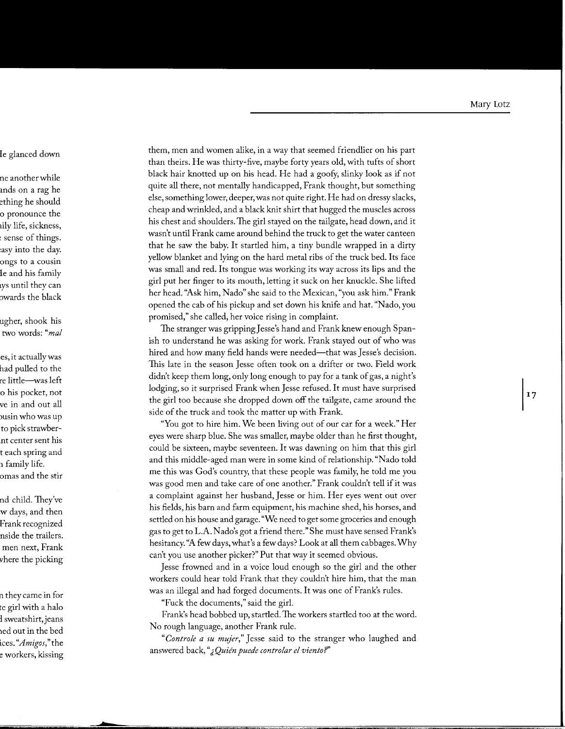them, men and women alike, in a way that seemed friendlier on his part than theirs. He was thirty-five, maybe forty years old, with tufts of short black hair knotted up on his head. He had a goofy, slinky look as if not quite all there, not mentally handicapped, Frank thought, but something else, something lower, deeper, was not quite right. He had on dressy slacks, cheap and wrinkled, and a black knit shirt that hugged the muscles across his chest and shoulders. The girl stayed on the tailgate, head down, and it wasn't until Frank came around behind the truck to get the water canteen that he saw the baby. It startled him, a tiny bundle wrapped in a dirty yellow blanket and lying on the hard metal ribs of the truck bed. Its face was small and red. Its tongue was working its way across its lips and the girl put her finger to its mouth, letting it suck on her knuckle. She lifted her head. "Ask him, Nado" she said to the Mexican, "you ask him." Frank opened the cab of his pickup and set down his knife and hat. "Nado, you promised," she called, her voice rising in complaint.

The stranger was gripping Jesse's hand and Frank knew enough Spanish to understand he was asking for work. Frank stayed out of who was hired and how many field hands were needed—that was Jesse's decision. This late in the season Jesse often took on a drifter or two. Field work didn't keep them long, only long enough to pay for a tank of gas, a night's lodging, so it surprised Frank when Jesse refused. It must have surprised the girl too because she dropped down off the tailgate, came around the side of the truck and took the matter up with Frank.

"You got to hire him. We been living out of our car for a week." Her eyes were sharp blue. She was smaller, maybe older than he first thought, could be sixteen, maybe seventeen. It was dawning on him that this girl and this middle-aged man were in some kind of relationship. "Nado told me this was God's country, that these people was family, he told me you was good men and take care of one another." Frank couldn't tell if it was a complaint against her husband, Jesse or him. Her eyes went out over his fields, his barn and farm equipment, his machine shed, his horses, and settled on his house and garage. "We need to get some groceries and enough gas to get to L.A. Nado's got a friend there." She must have sensed Frank's hesitancy. "A few days, what's a few days? Look at all them cabbages. Why can't you use another picker?" Put that way it seemed obvious.

Jesse frowned and in a voice loud enough so the girl and the other workers could hear told Frank that they couldn't hire him, that the man was an illegal and had forged documents. It was one of Frank's rules.

"Fuck the documents," said the girl.

Frank's head bobbed up, startled. The workers startled too at the word. No rough language, another Frank rule.

"*Controle a su mujer*," Jesse said to the stranger who laughed and answered back, "*¿Quién puede controlar el viento?*"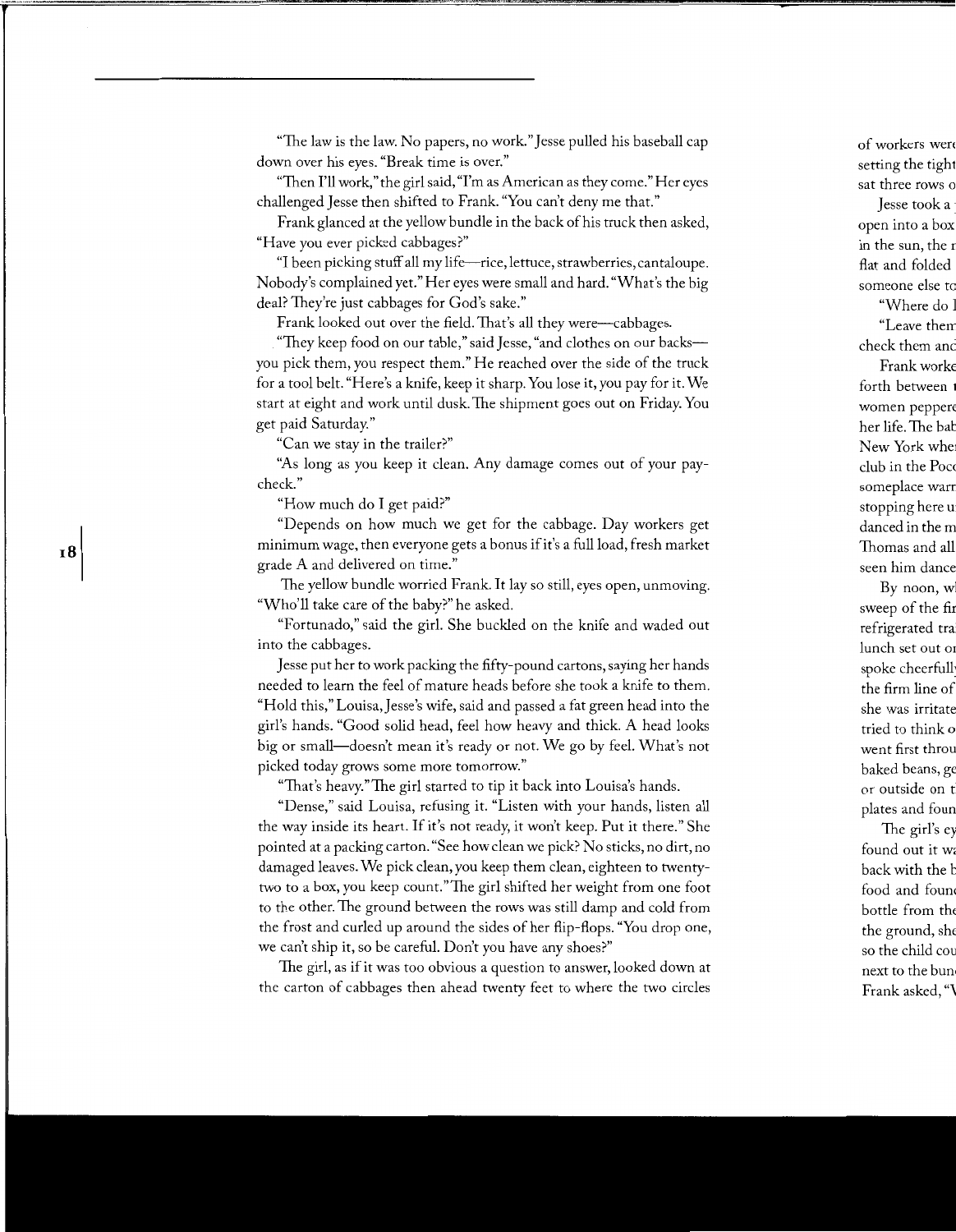"The law is the law. No papers, no work." Jesse pulled his baseball cap down over his eyes. "Break time is over."

"Then I'll work," the girl said, "I'm as American as they come." Her eyes challenged Jesse then shifted to Frank. "You can't deny me that."

Frank glanced at the yellow bundle in the back of his truck then asked, "Have you ever picked cabbages?"

"I been picking stuff all my life—rice, lettuce, strawberries, cantaloupe. Nobody's complained yet." Her eyes were small and hard. "What's the big deal? They're just cabbages for God's sake."

Frank looked out over the field. That's all they were—cabbages.

"They keep food on our table," said Jesse, "and clothes on our backs—you pick them, you respect them." He reached over the side of the truck for a tool belt. "Here's a knife, keep it sharp. You lose it, you pay for it. We start at eight and work until dusk. The shipment goes out on Friday. You get paid Saturday."

"Can we stay in the trailer?"

"As long as you keep it clean. Any damage comes out of your paycheck."

"How much do I get paid?"

"Depends on how much we get for the cabbage. Day workers get minimum wage, then everyone gets a bonus if it's a full load, fresh market grade A and delivered on time."

The yellow bundle worried Frank. It lay so still, eyes open, unmoving. "Who'll take care of the baby?" he asked.

"Fortunado," said the girl. She buckled on the knife and waded out into the cabbages.

Jesse put her to work packing the fifty-pound cartons, saying her hands needed to learn the feel of mature heads before she took a knife to them. "Hold this," Louisa, Jesse's wife, said and passed a fat green head into the girl's hands. "Good solid head, feel how heavy and thick. A head looks big or small—doesn't mean it's ready or not. We go by feel. What's not picked today grows some more tomorrow."

"That's heavy." The girl started to tip it back into Louisa's hands.

"Dense," said Louisa, refusing it. "Listen with your hands, listen all the way inside its heart. If it's not ready, it won't keep. Put it there." She pointed at a packing carton. "See how clean we pick? No sticks, no dirt, no damaged leaves. We pick clean, you keep them clean, eighteen to twenty-two to a box, you keep count." The girl shifted her weight from one foot to the other. The ground between the rows was still damp and cold from the frost and curled up around the sides of her flip-flops. "You drop one, we can't ship it, so be careful. Don't you have any shoes?"

The girl, as if it was too obvious a question to answer, looked down at the carton of cabbages then ahead twenty feet to where the two circles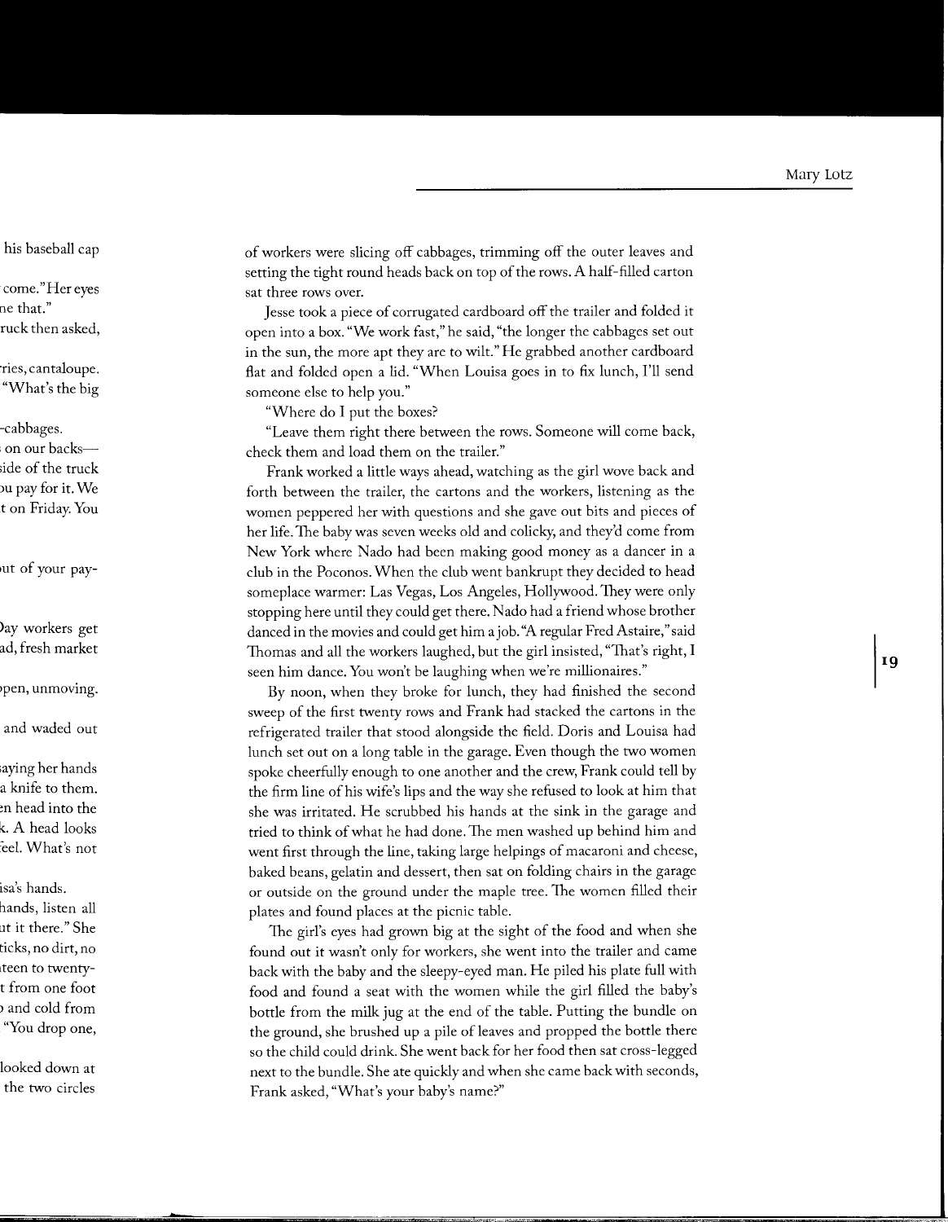of workers were slicing off cabbages, trimming off the outer leaves and setting the tight round heads back on top of the rows. A half-filled carton sat three rows over.

Jesse took a piece of corrugated cardboard off the trailer and folded it open into a box. "We work fast," he said, "the longer the cabbages set out in the sun, the more apt they are to wilt." He grabbed another cardboard flat and folded open a lid. "When Louisa goes in to fix lunch, I'll send someone else to help you."

"Where do I put the boxes?

"Leave them right there between the rows. Someone will come back, check them and load them on the trailer."

Frank worked a little ways ahead, watching as the girl wove back and forth between the trailer, the cartons and the workers, listening as the women peppered her with questions and she gave out bits and pieces of her life. The baby was seven weeks old and colicky, and they'd come from New York where Nado had been making good money as a dancer in a club in the Poconos. When the club went bankrupt they decided to head someplace warmer: Las Vegas, Los Angeles, Hollywood. They were only stopping here until they could get there. Nado had a friend whose brother danced in the movies and could get him a job. "A regular Fred Astaire," said Thomas and all the workers laughed, but the girl insisted, "That's right, I seen him dance. You won't be laughing when we're millionaires."

By noon, when they broke for lunch, they had finished the second sweep of the first twenty rows and Frank had stacked the cartons in the refrigerated trailer that stood alongside the field. Doris and Louisa had lunch set out on a long table in the garage. Even though the two women spoke cheerfully enough to one another and the crew, Frank could tell by the firm line of his wife's lips and the way she refused to look at him that she was irritated. He scrubbed his hands at the sink in the garage and tried to think of what he had done. The men washed up behind him and went first through the line, taking large helpings of macaroni and cheese, baked beans, gelatin and dessert, then sat on folding chairs in the garage or outside on the ground under the maple tree. The women filled their plates and found places at the picnic table.

The girl's eyes had grown big at the sight of the food and when she found out it wasn't only for workers, she went into the trailer and came back with the baby and the sleepy-eyed man. He piled his plate full with food and found a seat with the women while the girl filled the baby's bottle from the milk jug at the end of the table. Putting the bundle on the ground, she brushed up a pile of leaves and propped the bottle there so the child could drink. She went back for her food then sat cross-legged next to the bundle. She ate quickly and when she came back with seconds, Frank asked, "What's your baby's name?"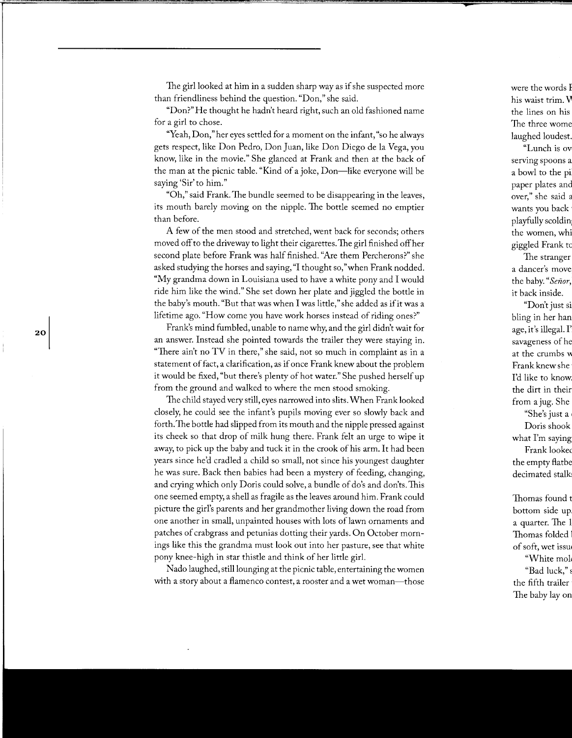The girl looked at him in a sudden sharp way as if she suspected more than friendliness behind the question. "Don," she said.

"Don?" He thought he hadn't heard right, such an old fashioned name for a girl to chose.

"Yeah, Don," her eyes settled for a moment on the infant, "so he always gets respect, like Don Pedro, Don Juan, like Don Diego de la Vega, you know, like in the movie." She glanced at Frank and then at the back of the man at the picnic table. "Kind of a joke, Don—like everyone will be saying 'Sir' to him."

"Oh," said Frank. The bundle seemed to be disappearing in the leaves, its mouth barely moving on the nipple. The bottle seemed no emptier than before.

A few of the men stood and stretched, went back for seconds; others moved off to the driveway to light their cigarettes. The girl finished off her second plate before Frank was half finished. "Are them Percherons?" she asked studying the horses and saying, "I thought so," when Frank nodded. "My grandma down in Louisiana used to have a white pony and I would ride him like the wind." She set down her plate and jiggled the bottle in the baby's mouth. "But that was when I was little," she added as if it was a lifetime ago. "How come you have work horses instead of riding ones?"

Frank's mind fumbled, unable to name why, and the girl didn't wait for an answer. Instead she pointed towards the trailer they were staying in. "There ain't no TV in there," she said, not so much in complaint as in a statement of fact, a clarification, as if once Frank knew about the problem it would be fixed, "but there's plenty of hot water." She pushed herself up from the ground and walked to where the men stood smoking.

The child stayed very still, eyes narrowed into slits. When Frank looked closely, he could see the infant's pupils moving ever so slowly back and forth. The bottle had slipped from its mouth and the nipple pressed against its cheek so that drop of milk hung there. Frank felt an urge to wipe it away, to pick up the baby and tuck it in the crook of his arm. It had been years since he'd cradled a child so small, not since his youngest daughter he was sure. Back then babies had been a mystery of feeding, changing, and crying which only Doris could solve, a bundle of do's and don'ts. This one seemed empty, a shell as fragile as the leaves around him. Frank could picture the girl's parents and her grandmother living down the road from one another in small, unpainted houses with lots of lawn ornaments and patches of crabgrass and petunias dotting their yards. On October mornings like this the grandma must look out into her pasture, see that white pony knee-high in star thistle and think of her little girl.

Nado laughed, still lounging at the picnic table, entertaining the women with a story about a flamenco contest, a rooster and a wet woman—those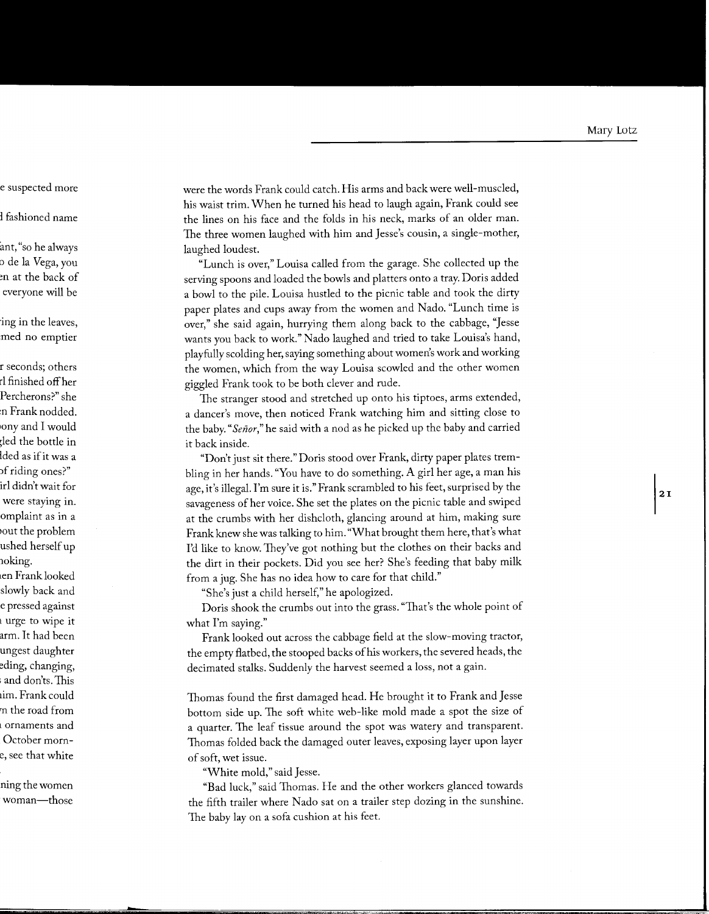were the words Frank could catch. His arms and back were well-muscled, his waist trim. When he turned his head to laugh again, Frank could see the lines on his face and the folds in his neck, marks of an older man. The three women laughed with him and Jesse's cousin, a single-mother, laughed loudest.

"Lunch is over," Louisa called from the garage. She collected up the serving spoons and loaded the bowls and platters onto a tray. Doris added a bowl to the pile. Louisa hustled to the picnic table and took the dirty paper plates and cups away from the women and Nado. "Lunch time is over," she said again, hurrying them along back to the cabbage, "Jesse wants you back to work." Nado laughed and tried to take Louisa's hand, playfully scolding her, saying something about women's work and working the women, which from the way Louisa scowled and the other women giggled Frank took to be both clever and rude.

The stranger stood and stretched up onto his tiptoes, arms extended, a dancer's move, then noticed Frank watching him and sitting close to the baby. "*Señor*," he said with a nod as he picked up the baby and carried it back inside.

"Don't just sit there." Doris stood over Frank, dirty paper plates trembling in her hands. "You have to do something. A girl her age, a man his age, it's illegal. I'm sure it is." Frank scrambled to his feet, surprised by the savageness of her voice. She set the plates on the picnic table and swiped at the crumbs with her dishcloth, glancing around at him, making sure Frank knew she was talking to him. "What brought them here, that's what I'd like to know. They've got nothing but the clothes on their backs and the dirt in their pockets. Did you see her? She's feeding that baby milk from a jug. She has no idea how to care for that child."

"She's just a child herself," he apologized.

Doris shook the crumbs out into the grass. "That's the whole point of what I'm saying."

Frank looked out across the cabbage field at the slow-moving tractor, the empty flatbed, the stooped backs of his workers, the severed heads, the decimated stalks. Suddenly the harvest seemed a loss, not a gain.

Thomas found the first damaged head. He brought it to Frank and Jesse bottom side up. The soft white web-like mold made a spot the size of a quarter. The leaf tissue around the spot was watery and transparent. Thomas folded back the damaged outer leaves, exposing layer upon layer of soft, wet issue.

"White mold," said Jesse.

"Bad luck," said Thomas. He and the other workers glanced towards the fifth trailer where Nado sat on a trailer step dozing in the sunshine. The baby lay on a sofa cushion at his feet.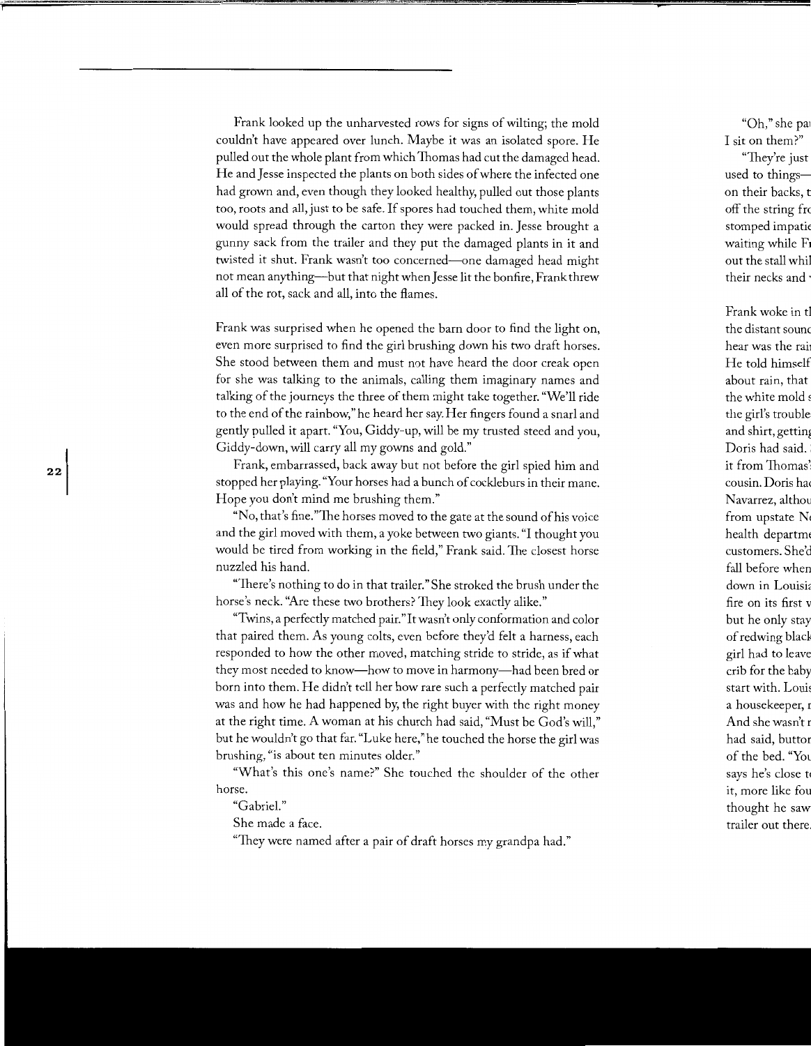Frank looked up the unharvested rows for signs of wilting; the mold couldn't have appeared over lunch. Maybe it was an isolated spore. He pulled out the whole plant from which Thomas had cut the damaged head. He and Jesse inspected the plants on both sides of where the infected one had grown and, even though they looked healthy, pulled out those plants too, roots and all, just to be safe. If spores had touched them, white mold would spread through the carton they were packed in. Jesse brought a gunny sack from the trailer and they put the damaged plants in it and twisted it shut. Frank wasn't too concerned—one damaged head might not mean anything—but that night when Jesse lit the bonfire, Frank threw all of the rot, sack and all, into the flames.

Frank was surprised when he opened the barn door to find the light on, even more surprised to find the girl brushing down his two draft horses. She stood between them and must not have heard the door creak open for she was talking to the animals, calling them imaginary names and talking of the journeys the three of them might take together. "We'll ride to the end of the rainbow," he heard her say. Her fingers found a snarl and gently pulled it apart. "You, Giddy-up, will be my trusted steed and you, Giddy-down, will carry all my gowns and gold."

Frank, embarrassed, back away but not before the girl spied him and stopped her playing. "Your horses had a bunch of cockleburs in their mane. Hope you don't mind me brushing them."

"No, that's fine." The horses moved to the gate at the sound of his voice and the girl moved with them, a yoke between two giants. "I thought you would be tired from working in the field," Frank said. The closest horse nuzzled his hand.

"There's nothing to do in that trailer." She stroked the brush under the horse's neck. "Are these two brothers? They look exactly alike."

"Twins, a perfectly matched pair." It wasn't only conformation and color that paired them. As young colts, even before they'd felt a harness, each responded to how the other moved, matching stride to stride, as if what they most needed to know—how to move in harmony—had been bred or born into them. He didn't tell her how rare such a perfectly matched pair was and how he had happened by, the right buyer with the right money at the right time. A woman at his church had said, "Must be God's will," but he wouldn't go that far. "Luke here," he touched the horse the girl was brushing, "is about ten minutes older."

"What's this one's name?" She touched the shoulder of the other horse.

"Gabriel."

She made a face.

"They were named after a pair of draft horses my grandpa had."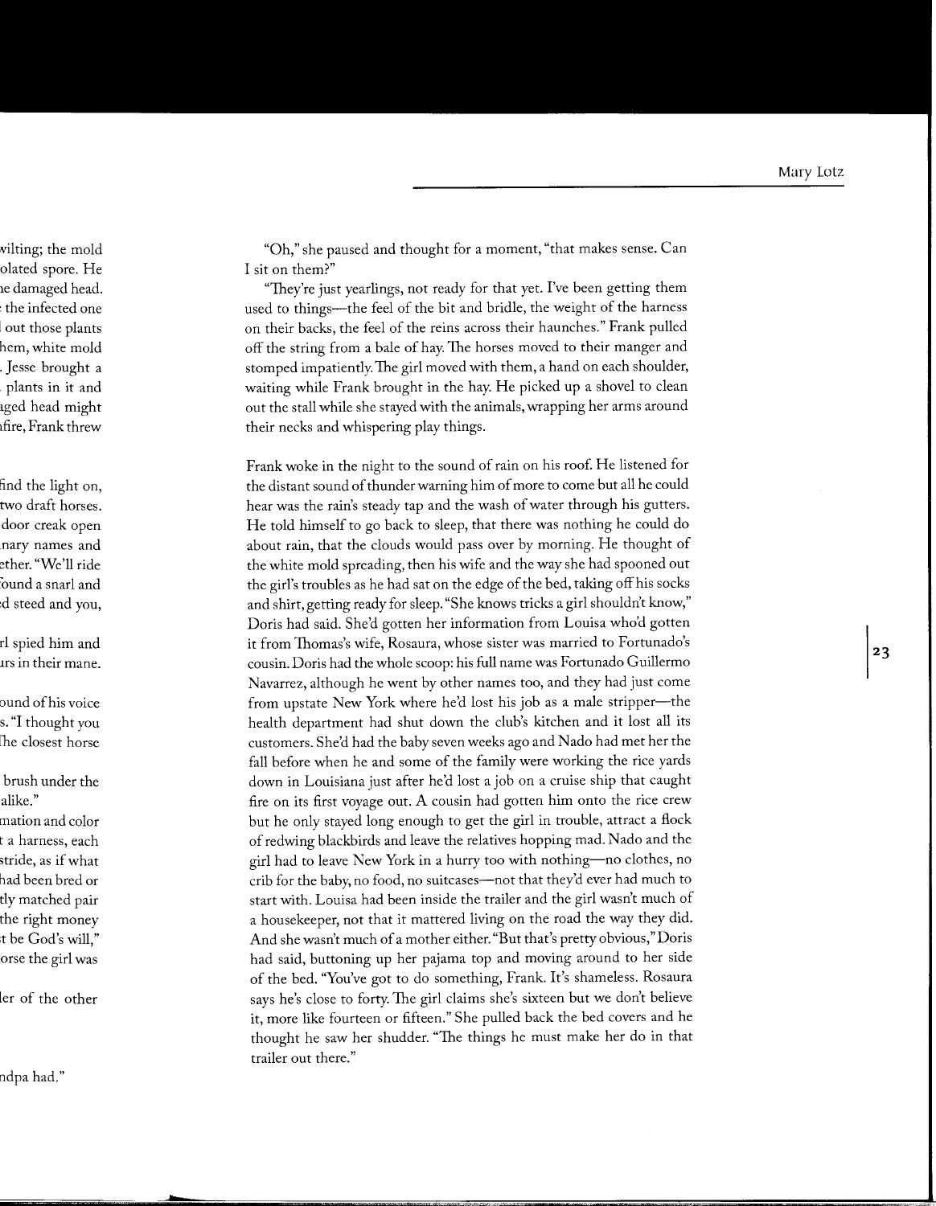"Oh," she paused and thought for a moment, "that makes sense. Can I sit on them?"

"They're just yearlings, not ready for that yet. I've been getting them used to things—the feel of the bit and bridle, the weight of the harness on their backs, the feel of the reins across their haunches." Frank pulled off the string from a bale of hay. The horses moved to their manger and stomped impatiently. The girl moved with them, a hand on each shoulder, waiting while Frank brought in the hay. He picked up a shovel to clean out the stall while she stayed with the animals, wrapping her arms around their necks and whispering play things.

Frank woke in the night to the sound of rain on his roof. He listened for the distant sound of thunder warning him of more to come but all he could hear was the rain's steady tap and the wash of water through his gutters. He told himself to go back to sleep, that there was nothing he could do about rain, that the clouds would pass over by morning. He thought of the white mold spreading, then his wife and the way she had spooned out the girl's troubles as he had sat on the edge of the bed, taking off his socks and shirt, getting ready for sleep. "She knows tricks a girl shouldn't know," Doris had said. She'd gotten her information from Louisa who'd gotten it from Thomas's wife, Rosaura, whose sister was married to Fortunado's cousin. Doris had the whole scoop: his full name was Fortunado Guillermo Navarrez, although he went by other names too, and they had just come from upstate New York where he'd lost his job as a male stripper—the health department had shut down the club's kitchen and it lost all its customers. She'd had the baby seven weeks ago and Nado had met her the fall before when he and some of the family were working the rice yards down in Louisiana just after he'd lost a job on a cruise ship that caught fire on its first voyage out. A cousin had gotten him onto the rice crew but he only stayed long enough to get the girl in trouble, attract a flock of redwing blackbirds and leave the relatives hopping mad. Nado and the girl had to leave New York in a hurry too with nothing—no clothes, no crib for the baby, no food, no suitcases—not that they'd ever had much to start with. Louisa had been inside the trailer and the girl wasn't much of a housekeeper, not that it mattered living on the road the way they did. And she wasn't much of a mother either. "But that's pretty obvious," Doris had said, buttoning up her pajama top and moving around to her side of the bed. "You've got to do something, Frank. It's shameless. Rosaura says he's close to forty. The girl claims she's sixteen but we don't believe it, more like fourteen or fifteen." She pulled back the bed covers and he thought he saw her shudder. "The things he must make her do in that trailer out there."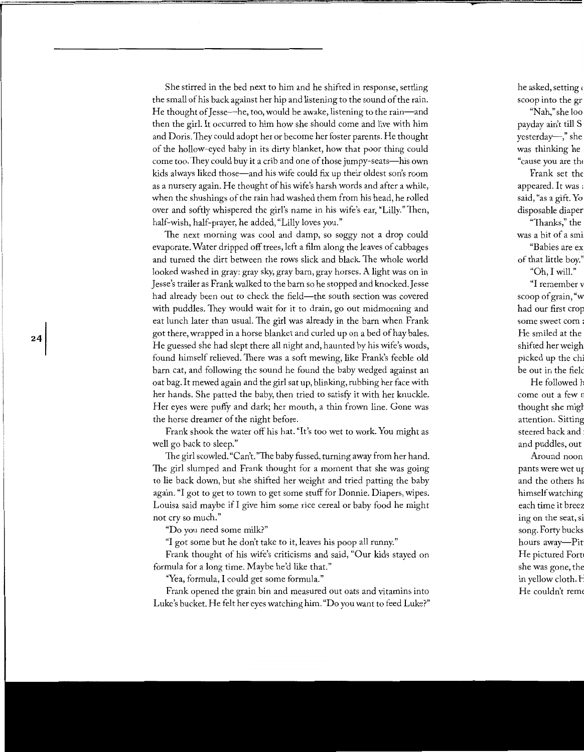She stirred in the bed next to him and he shifted in response, settling the small of his back against her hip and listening to the sound of the rain. He thought of Jesse—he, too, would be awake, listening to the rain—and then the girl. It occurred to him how she should come and live with him and Doris. They could adopt her or become her foster parents. He thought of the hollow-eyed baby in its dirty blanket, how that poor thing could come too. They could buy it a crib and one of those jumpy-seats—his own kids always liked those—and his wife could fix up their oldest son's room as a nursery again. He thought of his wife's harsh words and after a while, when the shushings of the rain had washed them from his head, he rolled over and softly whispered the girl's name in his wife's ear, "Lilly." Then, half-wish, half-prayer, he added, "Lilly loves you."

The next morning was cool and damp, so soggy not a drop could evaporate. Water dripped off trees, left a film along the leaves of cabbages and turned the dirt between the rows slick and black. The whole world looked washed in gray: gray sky, gray barn, gray horses. A light was on in Jesse's trailer as Frank walked to the barn so he stopped and knocked. Jesse had already been out to check the field—the south section was covered with puddles. They would wait for it to drain, go out midmorning and eat lunch later than usual. The girl was already in the barn when Frank got there, wrapped in a horse blanket and curled up on a bed of hay bales. He guessed she had slept there all night and, haunted by his wife's words, found himself relieved. There was a soft mewing, like Frank's feeble old barn cat, and following the sound he found the baby wedged against an oat bag. It mewed again and the girl sat up, blinking, rubbing her face with her hands. She patted the baby, then tried to satisfy it with her knuckle. Her eyes were puffy and dark; her mouth, a thin frown line. Gone was the horse dreamer of the night before.

Frank shook the water off his hat. "It's too wet to work. You might as well go back to sleep."

The girl scowled. "Can't." The baby fussed, turning away from her hand. The girl slumped and Frank thought for a moment that she was going to lie back down, but she shifted her weight and tried patting the baby again. "I got to get to town to get some stuff for Donnie. Diapers, wipes. Louisa said maybe if I give him some rice cereal or baby food he might not cry so much."

"Do you need some milk?"

"I got some but he don't take to it, leaves his poop all runny."

Frank thought of his wife's criticisms and said, "Our kids stayed on formula for a long time. Maybe he'd like that."

"Yea, formula, I could get some formula."

Frank opened the grain bin and measured out oats and vitamins into Luke's bucket. He felt her eyes watching him. "Do you want to feed Luke?"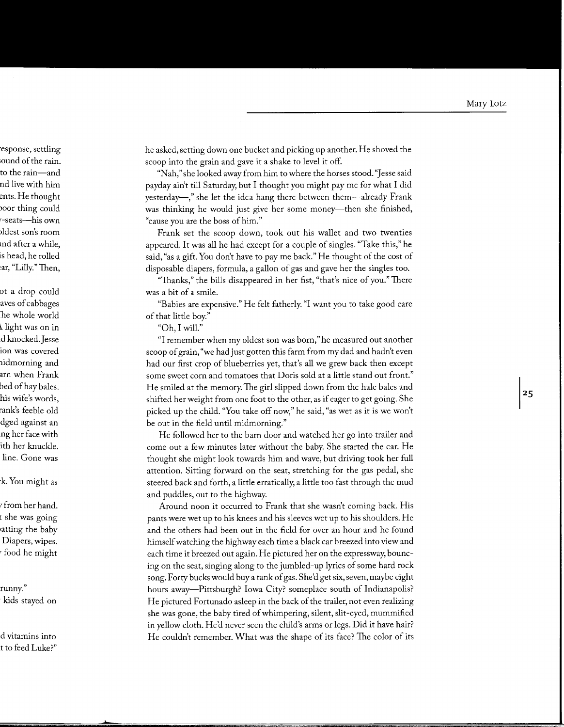he asked, setting down one bucket and picking up another. He shoved the scoop into the grain and gave it a shake to level it off.

"Nah," she looked away from him to where the horses stood. "Jesse said payday ain't till Saturday, but I thought you might pay me for what I did yesterday—," she let the idea hang there between them—already Frank was thinking he would just give her some money—then she finished, "cause you are the boss of him."

Frank set the scoop down, took out his wallet and two twenties appeared. It was all he had except for a couple of singles. "Take this," he said, "as a gift. You don't have to pay me back." He thought of the cost of disposable diapers, formula, a gallon of gas and gave her the singles too.

"Thanks," the bills disappeared in her fist, "that's nice of you." There was a bit of a smile.

"Babies are expensive." He felt fatherly. "I want you to take good care of that little boy."

"Oh, I will."

"I remember when my oldest son was born," he measured out another scoop of grain, "we had just gotten this farm from my dad and hadn't even had our first crop of blueberries yet, that's all we grew back then except some sweet corn and tomatoes that Doris sold at a little stand out front." He smiled at the memory. The girl slipped down from the hale bales and shifted her weight from one foot to the other, as if eager to get going. She picked up the child. "You take off now," he said, "as wet as it is we won't be out in the field until midmorning."

He followed her to the barn door and watched her go into trailer and come out a few minutes later without the baby. She started the car. He thought she might look towards him and wave, but driving took her full attention. Sitting forward on the seat, stretching for the gas pedal, she steered back and forth, a little erratically, a little too fast through the mud and puddles, out to the highway.

Around noon it occurred to Frank that she wasn't coming back. His pants were wet up to his knees and his sleeves wet up to his shoulders. He and the others had been out in the field for over an hour and he found himself watching the highway each time a black car breezed into view and each time it breezed out again. He pictured her on the expressway, bouncing on the seat, singing along to the jumbled-up lyrics of some hard rock song. Forty bucks would buy a tank of gas. She'd get six, seven, maybe eight hours away—Pittsburgh? Iowa City? someplace south of Indianapolis? He pictured Fortunado asleep in the back of the trailer, not even realizing she was gone, the baby tired of whimpering, silent, slit-eyed, mummified in yellow cloth. He'd never seen the child's arms or legs. Did it have hair? He couldn't remember. What was the shape of its face? The color of its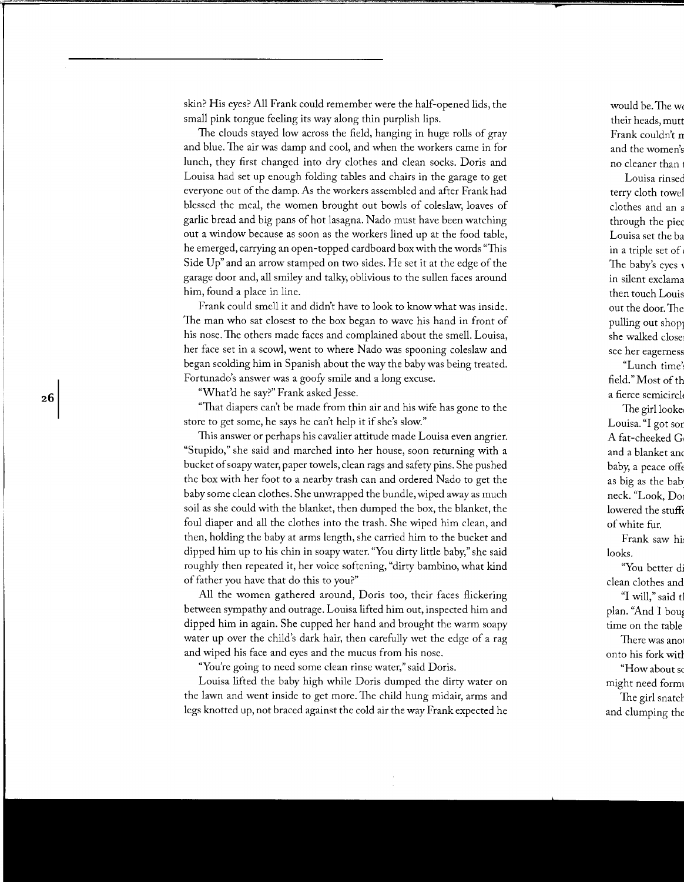skin? His eyes? All Frank could remember were the half-opened lids, the small pink tongue feeling its way along thin purplish lips.

The clouds stayed low across the field, hanging in huge rolls of gray and blue. The air was damp and cool, and when the workers came in for lunch, they first changed into dry clothes and clean socks. Doris and Louisa had set up enough folding tables and chairs in the garage to get everyone out of the damp. As the workers assembled and after Frank had blessed the meal, the women brought out bowls of coleslaw, loaves of garlic bread and big pans of hot lasagna. Nado must have been watching out a window because as soon as the workers lined up at the food table, he emerged, carrying an open-topped cardboard box with the words "This Side Up" and an arrow stamped on two sides. He set it at the edge of the garage door and, all smiley and talky, oblivious to the sullen faces around him, found a place in line.

Frank could smell it and didn't have to look to know what was inside. The man who sat closest to the box began to wave his hand in front of his nose. The others made faces and complained about the smell. Louisa, her face set in a scowl, went to where Nado was spooning coleslaw and began scolding him in Spanish about the way the baby was being treated. Fortunado's answer was a goofy smile and a long excuse.

"What'd he say?" Frank asked Jesse.

"That diapers can't be made from thin air and his wife has gone to the store to get some, he says he can't help it if she's slow."

This answer or perhaps his cavalier attitude made Louisa even angrier. "Stupido," she said and marched into her house, soon returning with a bucket of soapy water, paper towels, clean rags and safety pins. She pushed the box with her foot to a nearby trash can and ordered Nado to get the baby some clean clothes. She unwrapped the bundle, wiped away as much soil as she could with the blanket, then dumped the box, the blanket, the foul diaper and all the clothes into the trash. She wiped him clean, and then, holding the baby at arms length, she carried him to the bucket and dipped him up to his chin in soapy water. "You dirty little baby," she said roughly then repeated it, her voice softening, "dirty bambino, what kind of father you have that do this to you?"

All the women gathered around, Doris too, their faces flickering between sympathy and outrage. Louisa lifted him out, inspected him and dipped him in again. She cupped her hand and brought the warm soapy water up over the child's dark hair, then carefully wet the edge of a rag and wiped his face and eyes and the mucus from his nose.

"You're going to need some clean rinse water," said Doris.

Louisa lifted the baby high while Doris dumped the dirty water on the lawn and went inside to get more. The child hung midair, arms and legs knotted up, not braced against the cold air the way Frank expected he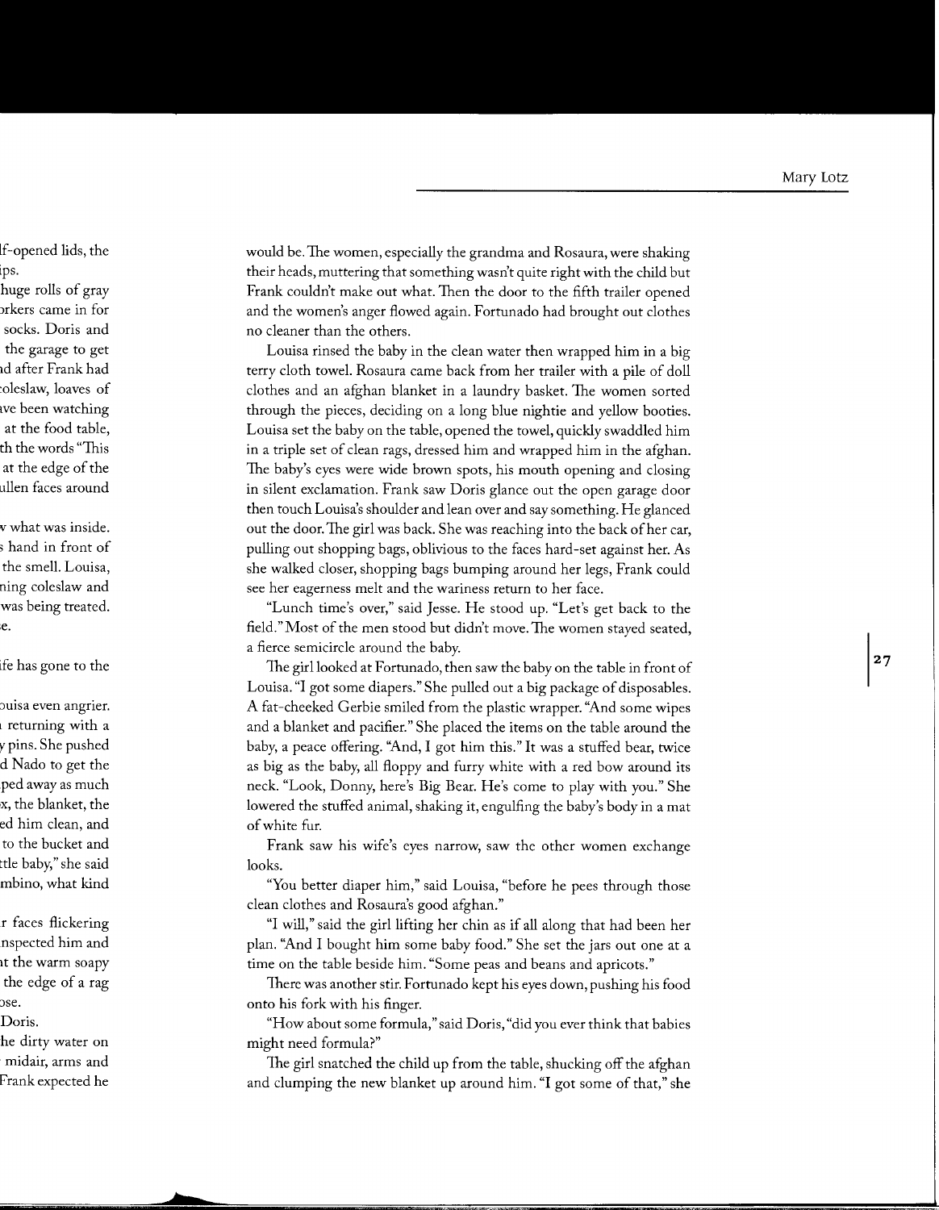would be. The women, especially the grandma and Rosaura, were shaking their heads, muttering that something wasn't quite right with the child but Frank couldn't make out what. Then the door to the fifth trailer opened and the women's anger flowed again. Fortunado had brought out clothes no cleaner than the others.

Louisa rinsed the baby in the clean water then wrapped him in a big terry cloth towel. Rosaura came back from her trailer with a pile of doll clothes and an afghan blanket in a laundry basket. The women sorted through the pieces, deciding on a long blue nightie and yellow booties. Louisa set the baby on the table, opened the towel, quickly swaddled him in a triple set of clean rags, dressed him and wrapped him in the afghan. The baby's eyes were wide brown spots, his mouth opening and closing in silent exclamation. Frank saw Doris glance out the open garage door then touch Louisa's shoulder and lean over and say something. He glanced out the door. The girl was back. She was reaching into the back of her car, pulling out shopping bags, oblivious to the faces hard-set against her. As she walked closer, shopping bags bumping around her legs, Frank could see her eagerness melt and the wariness return to her face.

"Lunch time's over," said Jesse. He stood up. "Let's get back to the field." Most of the men stood but didn't move. The women stayed seated, a fierce semicircle around the baby.

The girl looked at Fortunado, then saw the baby on the table in front of Louisa. "I got some diapers." She pulled out a big package of disposables. A fat-cheeked Gerbie smiled from the plastic wrapper. "And some wipes and a blanket and pacifier." She placed the items on the table around the baby, a peace offering. "And, I got him this." It was a stuffed bear, twice as big as the baby, all floppy and furry white with a red bow around its neck. "Look, Donny, here's Big Bear. He's come to play with you." She lowered the stuffed animal, shaking it, engulfing the baby's body in a mat of white fur.

Frank saw his wife's eyes narrow, saw the other women exchange looks.

"You better diaper him," said Louisa, "before he pees through those clean clothes and Rosaura's good afghan."

"I will," said the girl lifting her chin as if all along that had been her plan. "And I bought him some baby food." She set the jars out one at a time on the table beside him. "Some peas and beans and apricots."

There was another stir. Fortunado kept his eyes down, pushing his food onto his fork with his finger.

"How about some formula," said Doris, "did you ever think that babies might need formula?"

The girl snatched the child up from the table, shucking off the afghan and clumping the new blanket up around him. "I got some of that," she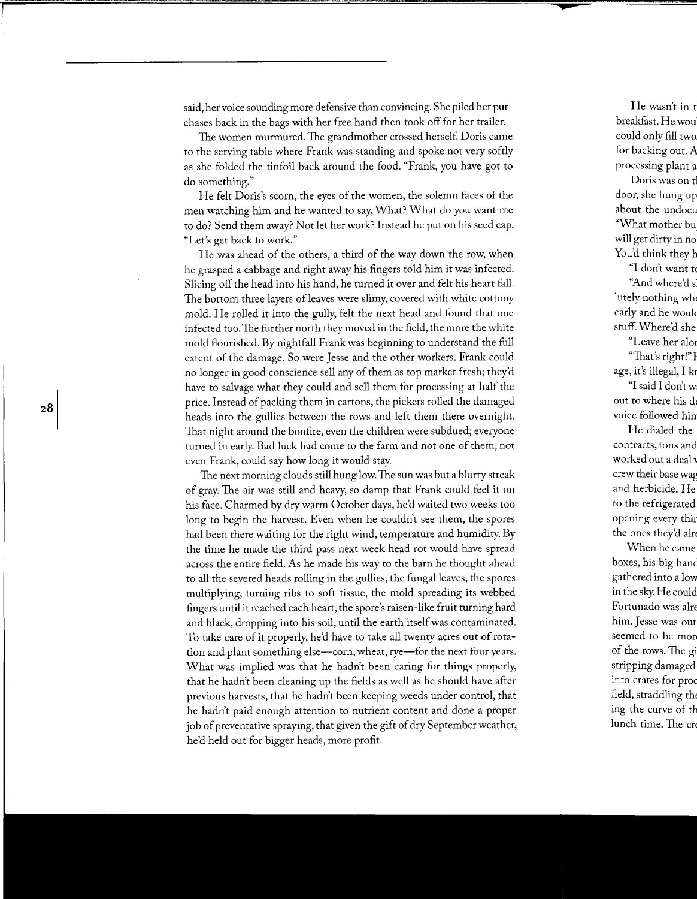said, her voice sounding more defensive than convincing. She piled her purchases back in the bags with her free hand then took off for her trailer.

The women murmured. The grandmother crossed herself. Doris came to the serving table where Frank was standing and spoke not very softly as she folded the tinfoil back around the food. "Frank, you have got to do something."

He felt Doris's scorn, the eyes of the women, the solemn faces of the men watching him and he wanted to say, What? What do you want me to do? Send them away? Not let her work? Instead he put on his seed cap. "Let's get back to work."

He was ahead of the others, a third of the way down the row, when he grasped a cabbage and right away his fingers told him it was infected. Slicing off the head into his hand, he turned it over and felt his heart fall. The bottom three layers of leaves were slimy, covered with white cottony mold. He rolled it into the gully, felt the next head and found that one infected too. The further north they moved in the field, the more the white mold flourished. By nightfall Frank was beginning to understand the full extent of the damage. So were Jesse and the other workers. Frank could no longer in good conscience sell any of them as top market fresh; they'd have to salvage what they could and sell them for processing at half the price. Instead of packing them in cartons, the pickers rolled the damaged heads into the gullies between the rows and left them there overnight. That night around the bonfire, even the children were subdued; everyone turned in early. Bad luck had come to the farm and not one of them, not even Frank, could say how long it would stay.

The next morning clouds still hung low. The sun was but a blurry streak of gray. The air was still and heavy, so damp that Frank could feel it on his face. Charmed by dry warm October days, he'd waited two weeks too long to begin the harvest. Even when he couldn't see them, the spores had been there waiting for the right wind, temperature and humidity. By the time he made the third pass next week head rot would have spread across the entire field. As he made his way to the barn he thought ahead to all the severed heads rolling in the gullies, the fungal leaves, the spores multiplying, turning ribs to soft tissue, the mold spreading its webbed fingers until it reached each heart, the spore's raisen-like fruit turning hard and black, dropping into his soil, until the earth itself was contaminated. To take care of it properly, he'd have to take all twenty acres out of rotation and plant something else—corn, wheat, rye—for the next four years. What was implied was that he hadn't been caring for things properly, that he hadn't been cleaning up the fields as well as he should have after previous harvests, that he hadn't been keeping weeds under control, that he hadn't paid enough attention to nutrient content and done a proper job of preventative spraying, that given the gift of dry September weather, he'd held out for bigger heads, more profit.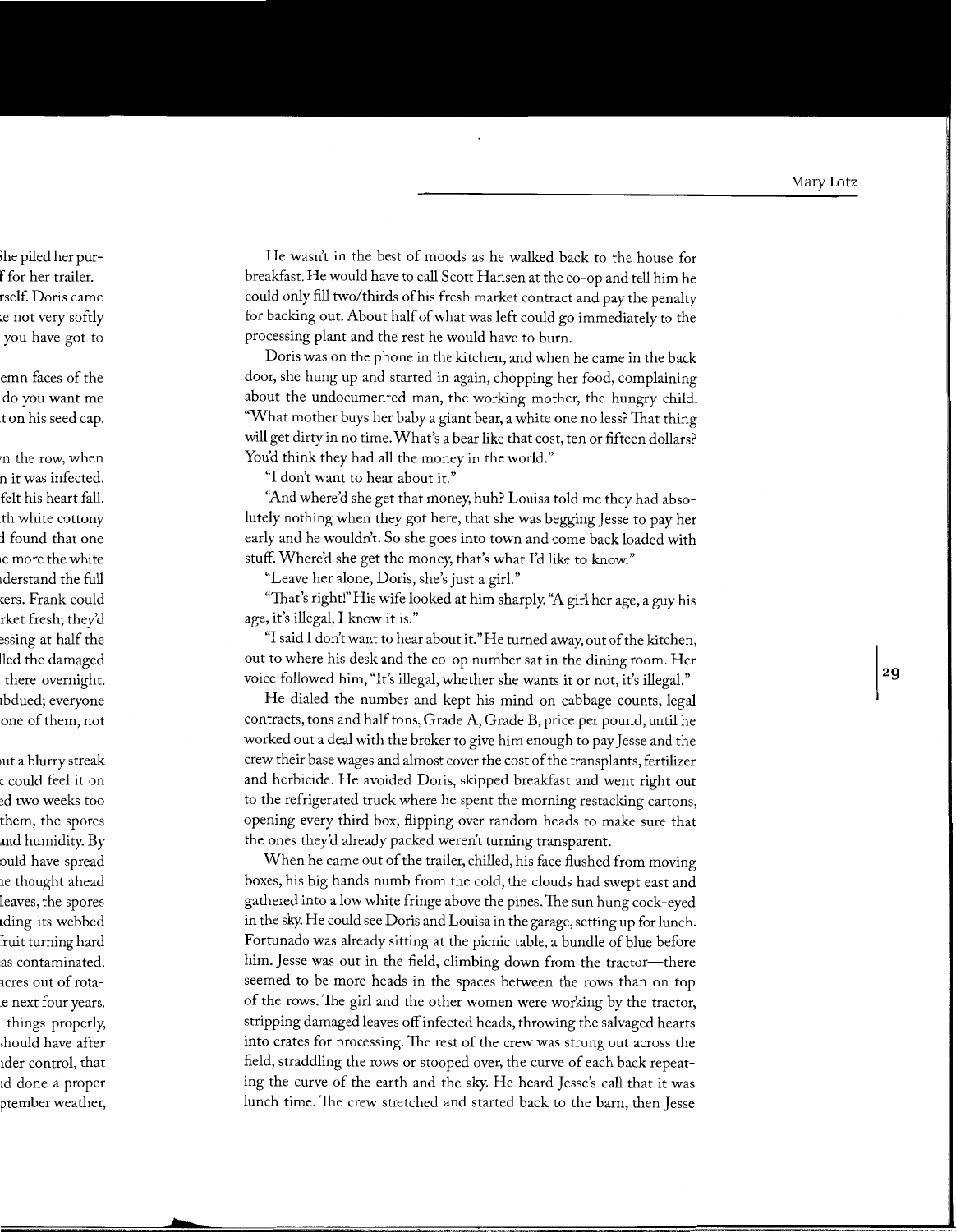He wasn't in the best of moods as he walked back to the house for breakfast. He would have to call Scott Hansen at the co-op and tell him he could only fill two/thirds of his fresh market contract and pay the penalty for backing out. About half of what was left could go immediately to the processing plant and the rest he would have to burn.

Doris was on the phone in the kitchen, and when he came in the back door, she hung up and started in again, chopping her food, complaining about the undocumented man, the working mother, the hungry child. "What mother buys her baby a giant bear, a white one no less? That thing will get dirty in no time. What's a bear like that cost, ten or fifteen dollars? You'd think they had all the money in the world."

"I don't want to hear about it."

"And where'd she get that money, huh? Louisa told me they had absolutely nothing when they got here, that she was begging Jesse to pay her early and he wouldn't. So she goes into town and come back loaded with stuff. Where'd she get the money, that's what I'd like to know."

"Leave her alone, Doris, she's just a girl."

"That's right!" His wife looked at him sharply. "A girl her age, a guy his age, it's illegal, I know it is."

"I said I don't want to hear about it." He turned away, out of the kitchen, out to where his desk and the co-op number sat in the dining room. Her voice followed him, "It's illegal, whether she wants it or not, it's illegal."

He dialed the number and kept his mind on cabbage counts, legal contracts, tons and half tons, Grade A, Grade B, price per pound, until he worked out a deal with the broker to give him enough to pay Jesse and the crew their base wages and almost cover the cost of the transplants, fertilizer and herbicide. He avoided Doris, skipped breakfast and went right out to the refrigerated truck where he spent the morning restacking cartons, opening every third box, flipping over random heads to make sure that the ones they'd already packed weren't turning transparent.

When he came out of the trailer, chilled, his face flushed from moving boxes, his big hands numb from the cold, the clouds had swept east and gathered into a low white fringe above the pines. The sun hung cock-eyed in the sky. He could see Doris and Louisa in the garage, setting up for lunch. Fortunado was already sitting at the picnic table, a bundle of blue before him. Jesse was out in the field, climbing down from the tractor—there seemed to be more heads in the spaces between the rows than on top of the rows. The girl and the other women were working by the tractor, stripping damaged leaves off infected heads, throwing the salvaged hearts into crates for processing. The rest of the crew was strung out across the field, straddling the rows or stooped over, the curve of each back repeating the curve of the earth and the sky. He heard Jesse's call that it was lunch time. The crew stretched and started back to the barn, then Jesse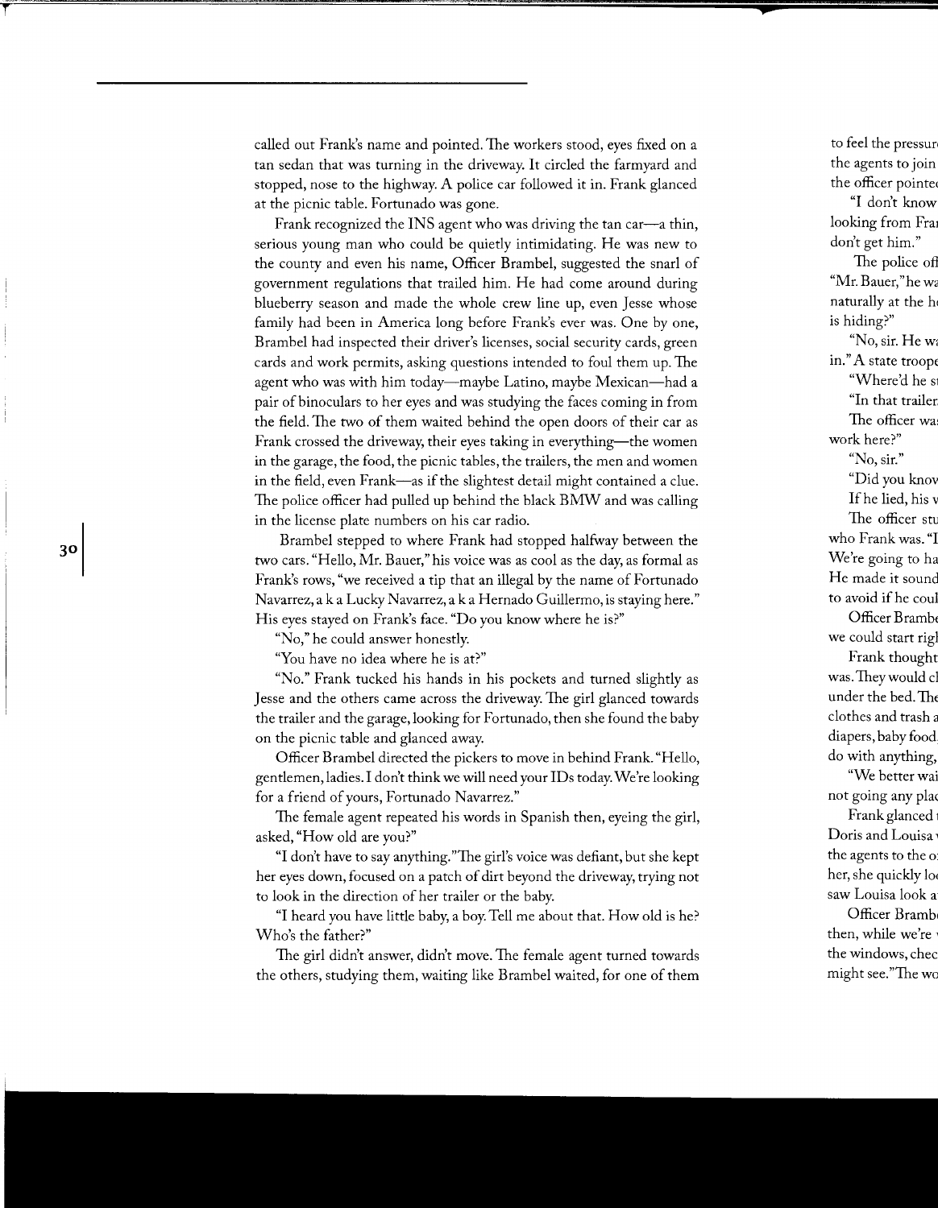called out Frank's name and pointed. The workers stood, eyes fixed on a tan sedan that was turning in the driveway. It circled the farmyard and stopped, nose to the highway. A police car followed it in. Frank glanced at the picnic table. Fortunado was gone.

Frank recognized the INS agent who was driving the tan car—a thin, serious young man who could be quietly intimidating. He was new to the county and even his name, Officer Brambel, suggested the snarl of government regulations that trailed him. He had come around during blueberry season and made the whole crew line up, even Jesse whose family had been in America long before Frank's ever was. One by one, Brambel had inspected their driver's licenses, social security cards, green cards and work permits, asking questions intended to foul them up. The agent who was with him today—maybe Latino, maybe Mexican—had a pair of binoculars to her eyes and was studying the faces coming in from the field. The two of them waited behind the open doors of their car as Frank crossed the driveway, their eyes taking in everything—the women in the garage, the food, the picnic tables, the trailers, the men and women in the field, even Frank—as if the slightest detail might contained a clue. The police officer had pulled up behind the black BMW and was calling in the license plate numbers on his car radio.

Brambel stepped to where Frank had stopped halfway between the two cars. "Hello, Mr. Bauer," his voice was as cool as the day, as formal as Frank's rows, "we received a tip that an illegal by the name of Fortunado Navarrez, a k a Lucky Navarrez, a k a Hernado Guillermo, is staying here." His eyes stayed on Frank's face. "Do you know where he is?"

"No," he could answer honestly.

"You have no idea where he is at?"

"No." Frank tucked his hands in his pockets and turned slightly as Jesse and the others came across the driveway. The girl glanced towards the trailer and the garage, looking for Fortunado, then she found the baby on the picnic table and glanced away.

Officer Brambel directed the pickers to move in behind Frank. "Hello, gentlemen, ladies. I don't think we will need your IDs today. We're looking for a friend of yours, Fortunado Navarrez."

The female agent repeated his words in Spanish then, eyeing the girl, asked, "How old are you?"

"I don't have to say anything." The girl's voice was defiant, but she kept her eyes down, focused on a patch of dirt beyond the driveway, trying not to look in the direction of her trailer or the baby.

"I heard you have little baby, a boy. Tell me about that. How old is he? Who's the father?"

The girl didn't answer, didn't move. The female agent turned towards the others, studying them, waiting like Brambel waited, for one of them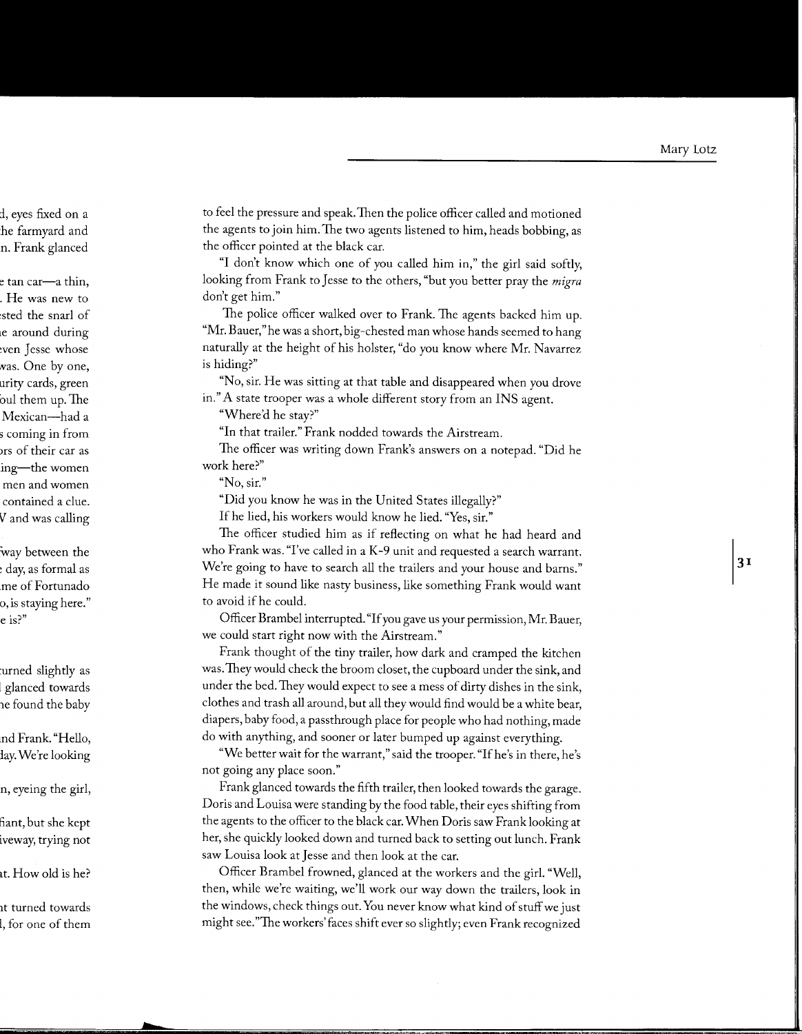to feel the pressure and speak. Then the police officer called and motioned the agents to join him. The two agents listened to him, heads bobbing, as the officer pointed at the black car.

"I don't know which one of you called him in," the girl said softly, looking from Frank to Jesse to the others, "but you better pray the *migra* don't get him."

The police officer walked over to Frank. The agents backed him up. "Mr. Bauer," he was a short, big-chested man whose hands seemed to hang naturally at the height of his holster, "do you know where Mr. Navarrez is hiding?"

"No, sir. He was sitting at that table and disappeared when you drove in." A state trooper was a whole different story from an INS agent.

"Where'd he stay?"

"In that trailer." Frank nodded towards the Airstream.

The officer was writing down Frank's answers on a notepad. "Did he work here?"

"No, sir."

"Did you know he was in the United States illegally?"

If he lied, his workers would know he lied. "Yes, sir."

The officer studied him as if reflecting on what he had heard and who Frank was. "I've called in a K-9 unit and requested a search warrant. We're going to have to search all the trailers and your house and barns." He made it sound like nasty business, like something Frank would want to avoid if he could.

Officer Brambel interrupted. "If you gave us your permission, Mr. Bauer, we could start right now with the Airstream."

Frank thought of the tiny trailer, how dark and cramped the kitchen was. They would check the broom closet, the cupboard under the sink, and under the bed. They would expect to see a mess of dirty dishes in the sink, clothes and trash all around, but all they would find would be a white bear, diapers, baby food, a passthrough place for people who had nothing, made do with anything, and sooner or later bumped up against everything.

"We better wait for the warrant," said the trooper. "If he's in there, he's not going any place soon."

Frank glanced towards the fifth trailer, then looked towards the garage. Doris and Louisa were standing by the food table, their eyes shifting from the agents to the officer to the black car. When Doris saw Frank looking at her, she quickly looked down and turned back to setting out lunch. Frank saw Louisa look at Jesse and then look at the car.

Officer Brambel frowned, glanced at the workers and the girl. "Well, then, while we're waiting, we'll work our way down the trailers, look in the windows, check things out. You never know what kind of stuff we just might see." The workers' faces shift ever so slightly; even Frank recognized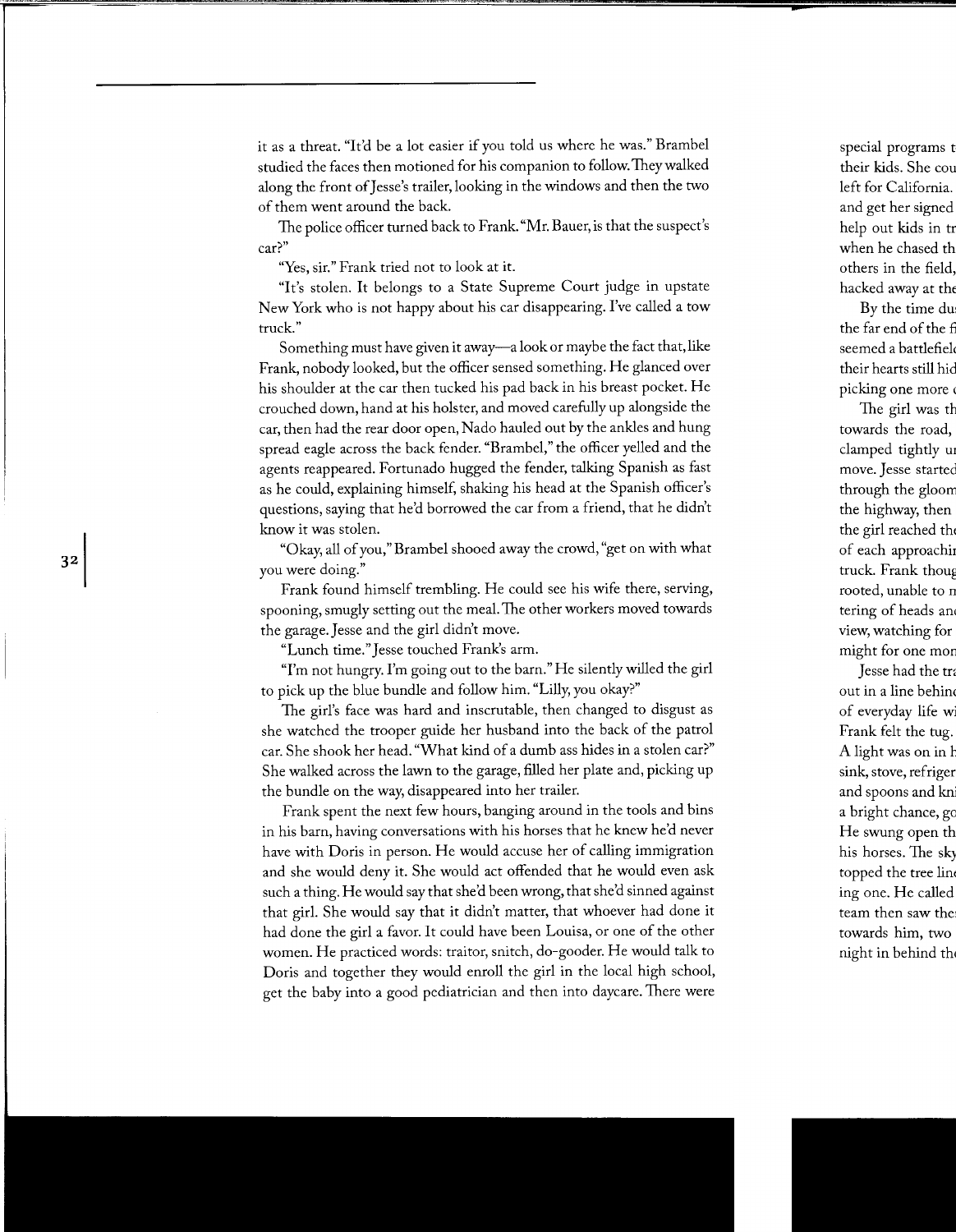it as a threat. "It'd be a lot easier if you told us where he was." Brambel studied the faces then motioned for his companion to follow. They walked along the front of Jesse's trailer, looking in the windows and then the two of them went around the back.

The police officer turned back to Frank. "Mr. Bauer, is that the suspect's car?"

"Yes, sir." Frank tried not to look at it.

"It's stolen. It belongs to a State Supreme Court judge in upstate New York who is not happy about his car disappearing. I've called a tow truck."

Something must have given it away—a look or maybe the fact that, like Frank, nobody looked, but the officer sensed something. He glanced over his shoulder at the car then tucked his pad back in his breast pocket. He crouched down, hand at his holster, and moved carefully up alongside the car, then had the rear door open, Nado hauled out by the ankles and hung spread eagle across the back fender. "Brambel," the officer yelled and the agents reappeared. Fortunado hugged the fender, talking Spanish as fast as he could, explaining himself, shaking his head at the Spanish officer's questions, saying that he'd borrowed the car from a friend, that he didn't know it was stolen.

"Okay, all of you," Brambel shooed away the crowd, "get on with what you were doing."

Frank found himself trembling. He could see his wife there, serving, spooning, smugly setting out the meal. The other workers moved towards the garage. Jesse and the girl didn't move.

"Lunch time." Jesse touched Frank's arm.

"I'm not hungry. I'm going out to the barn." He silently willed the girl to pick up the blue bundle and follow him. "Lilly, you okay?"

The girl's face was hard and inscrutable, then changed to disgust as she watched the trooper guide her husband into the back of the patrol car. She shook her head. "What kind of a dumb ass hides in a stolen car?" She walked across the lawn to the garage, filled her plate and, picking up the bundle on the way, disappeared into her trailer.

Frank spent the next few hours, banging around in the tools and bins in his barn, having conversations with his horses that he knew he'd never have with Doris in person. He would accuse her of calling immigration and she would deny it. She would act offended that he would even ask such a thing. He would say that she'd been wrong, that she'd sinned against that girl. She would say that it didn't matter, that whoever had done it had done the girl a favor. It could have been Louisa, or one of the other women. He practiced words: traitor, snitch, do-gooder. He would talk to Doris and together they would enroll the girl in the local high school, get the baby into a good pediatrician and then into daycare. There were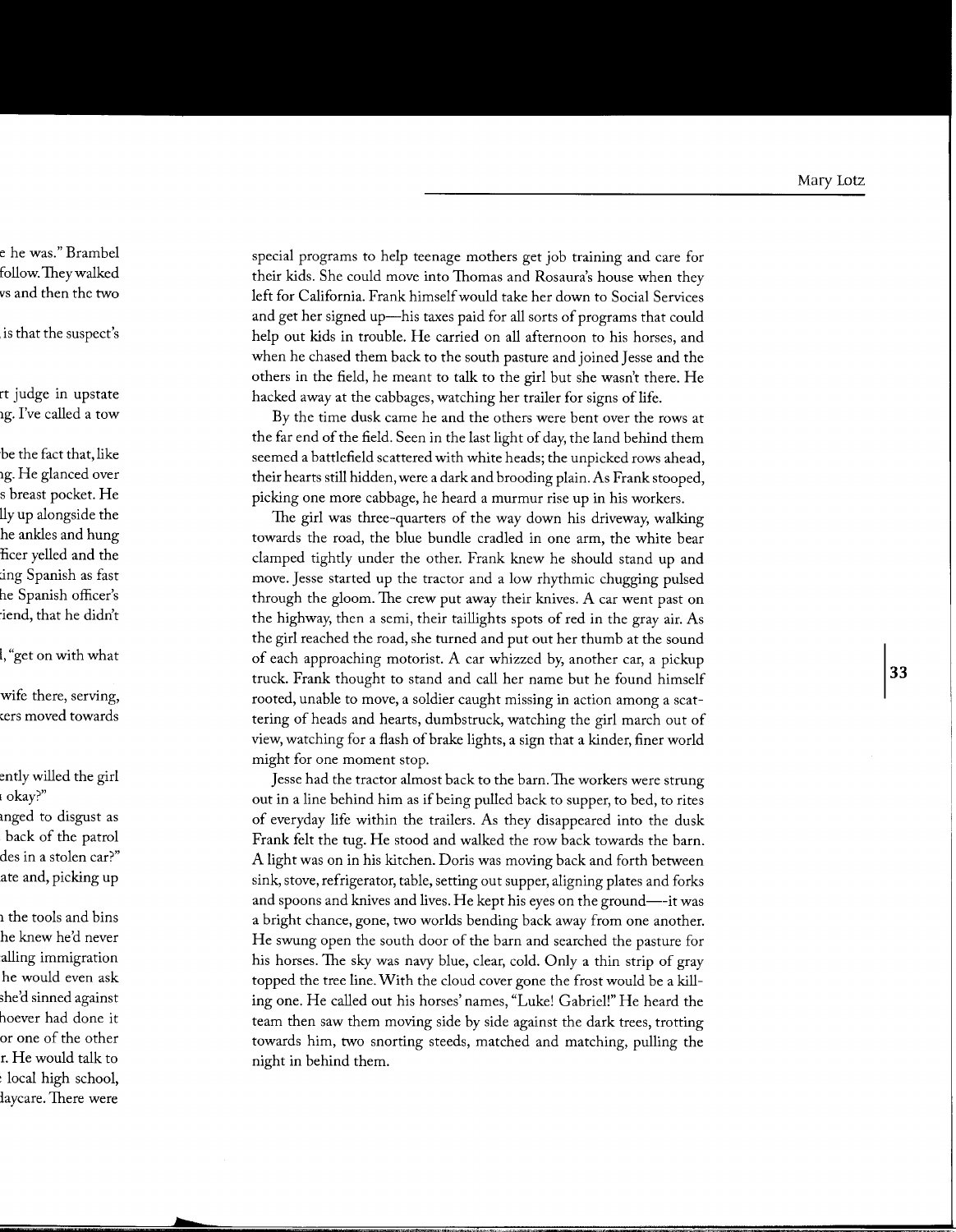special programs to help teenage mothers get job training and care for their kids. She could move into Thomas and Rosaura's house when they left for California. Frank himself would take her down to Social Services and get her signed up—his taxes paid for all sorts of programs that could help out kids in trouble. He carried on all afternoon to his horses, and when he chased them back to the south pasture and joined Jesse and the others in the field, he meant to talk to the girl but she wasn't there. He hacked away at the cabbages, watching her trailer for signs of life.

By the time dusk came he and the others were bent over the rows at the far end of the field. Seen in the last light of day, the land behind them seemed a battlefield scattered with white heads; the unpicked rows ahead, their hearts still hidden, were a dark and brooding plain. As Frank stooped, picking one more cabbage, he heard a murmur rise up in his workers.

The girl was three-quarters of the way down his driveway, walking towards the road, the blue bundle cradled in one arm, the white bear clamped tightly under the other. Frank knew he should stand up and move. Jesse started up the tractor and a low rhythmic chugging pulsed through the gloom. The crew put away their knives. A car went past on the highway, then a semi, their taillights spots of red in the gray air. As the girl reached the road, she turned and put out her thumb at the sound of each approaching motorist. A car whizzed by, another car, a pickup truck. Frank thought to stand and call her name but he found himself rooted, unable to move, a soldier caught missing in action among a scattering of heads and hearts, dumbstruck, watching the girl march out of view, watching for a flash of brake lights, a sign that a kinder, finer world might for one moment stop.

Jesse had the tractor almost back to the barn. The workers were strung out in a line behind him as if being pulled back to supper, to bed, to rites of everyday life within the trailers. As they disappeared into the dusk Frank felt the tug. He stood and walked the row back towards the barn. A light was on in his kitchen. Doris was moving back and forth between sink, stove, refrigerator, table, setting out supper, aligning plates and forks and spoons and knives and lives. He kept his eyes on the ground—it was a bright chance, gone, two worlds bending back away from one another. He swung open the south door of the barn and searched the pasture for his horses. The sky was navy blue, clear, cold. Only a thin strip of gray topped the tree line. With the cloud cover gone the frost would be a killing one. He called out his horses' names, "Luke! Gabriel!" He heard the team then saw them moving side by side against the dark trees, trotting towards him, two snorting steeds, matched and matching, pulling the night in behind them.